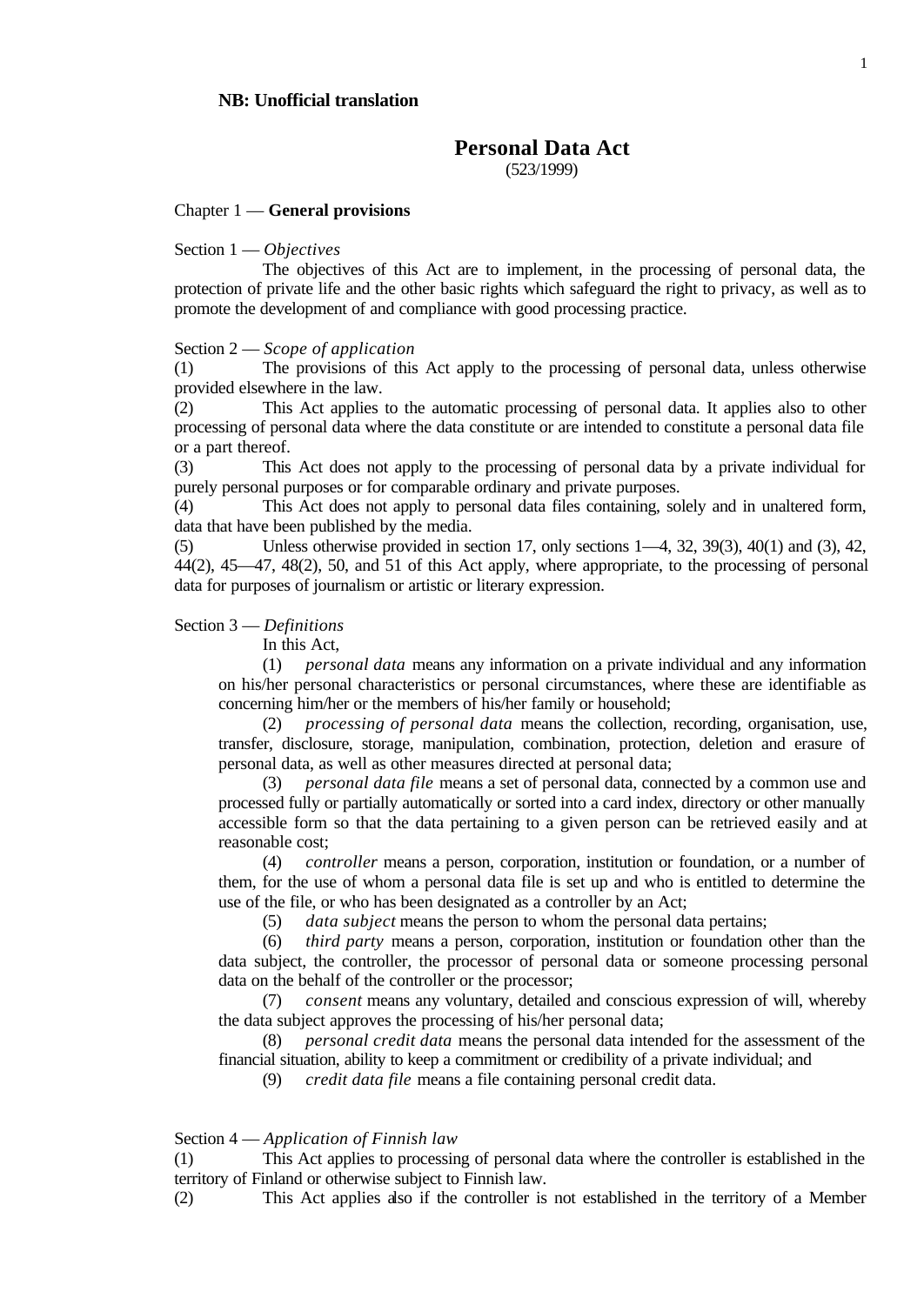**NB: Unofficial translation**

# Personal Data Act

(523/1999)

## Chapter 1 — **General provisions**

### Section 1 — *Objectives*

The objectives of this Act are to implement, in the processing of personal data, the protection of private life and the other basic rights which safeguard the right to privacy, as well as to promote the development of and compliance with good processing practice.

### Section 2 — *Scope of application*

(1) The provisions of this Act apply to the processing of personal data, unless otherwise provided elsewhere in the law.

(2) This Act applies to the automatic processing of personal data. It applies also to other processing of personal data where the data constitute or are intended to constitute a personal data file or a part thereof.

(3) This Act does not apply to the processing of personal data by a private individual for purely personal purposes or for comparable ordinary and private purposes.

(4) This Act does not apply to personal data files containing, solely and in unaltered form, data that have been published by the media.

(5) Unless otherwise provided in section 17, only sections 1—4, 32, 39(3), 40(1) and (3), 42, 44(2), 45—47, 48(2), 50, and 51 of this Act apply, where appropriate, to the processing of personal data for purposes of journalism or artistic or literary expression.

### Section 3 — *Definitions*

In this Act,

(1) *personal data* means any information on a private individual and any information on his/her personal characteristics or personal circumstances, where these are identifiable as concerning him/her or the members of his/her family or household;

(2) *processing of personal data* means the collection, recording, organisation, use, transfer, disclosure, storage, manipulation, combination, protection, deletion and erasure of personal data, as well as other measures directed at personal data;

(3) *personal data file* means a set of personal data, connected by a common use and processed fully or partially automatically or sorted into a card index, directory or other manually accessible form so that the data pertaining to a given person can be retrieved easily and at reasonable cost;

(4) *controller* means a person, corporation, institution or foundation, or a number of them, for the use of whom a personal data file is set up and who is entitled to determine the use of the file, or who has been designated as a controller by an Act;

(5) *data subject* means the person to whom the personal data pertains;

(6) *third party* means a person, corporation, institution or foundation other than the data subject, the controller, the processor of personal data or someone processing personal data on the behalf of the controller or the processor;

(7) *consent* means any voluntary, detailed and conscious expression of will, whereby the data subject approves the processing of his/her personal data;

(8) *personal credit data* means the personal data intended for the assessment of the financial situation, ability to keep a commitment or credibility of a private individual; and

(9) *credit data file* means a file containing personal credit data.

### Section 4 — *Application of Finnish law*

(1) This Act applies to processing of personal data where the controller is established in the territory of Finland or otherwise subject to Finnish law.

(2) This Act applies also if the controller is not established in the territory of a Member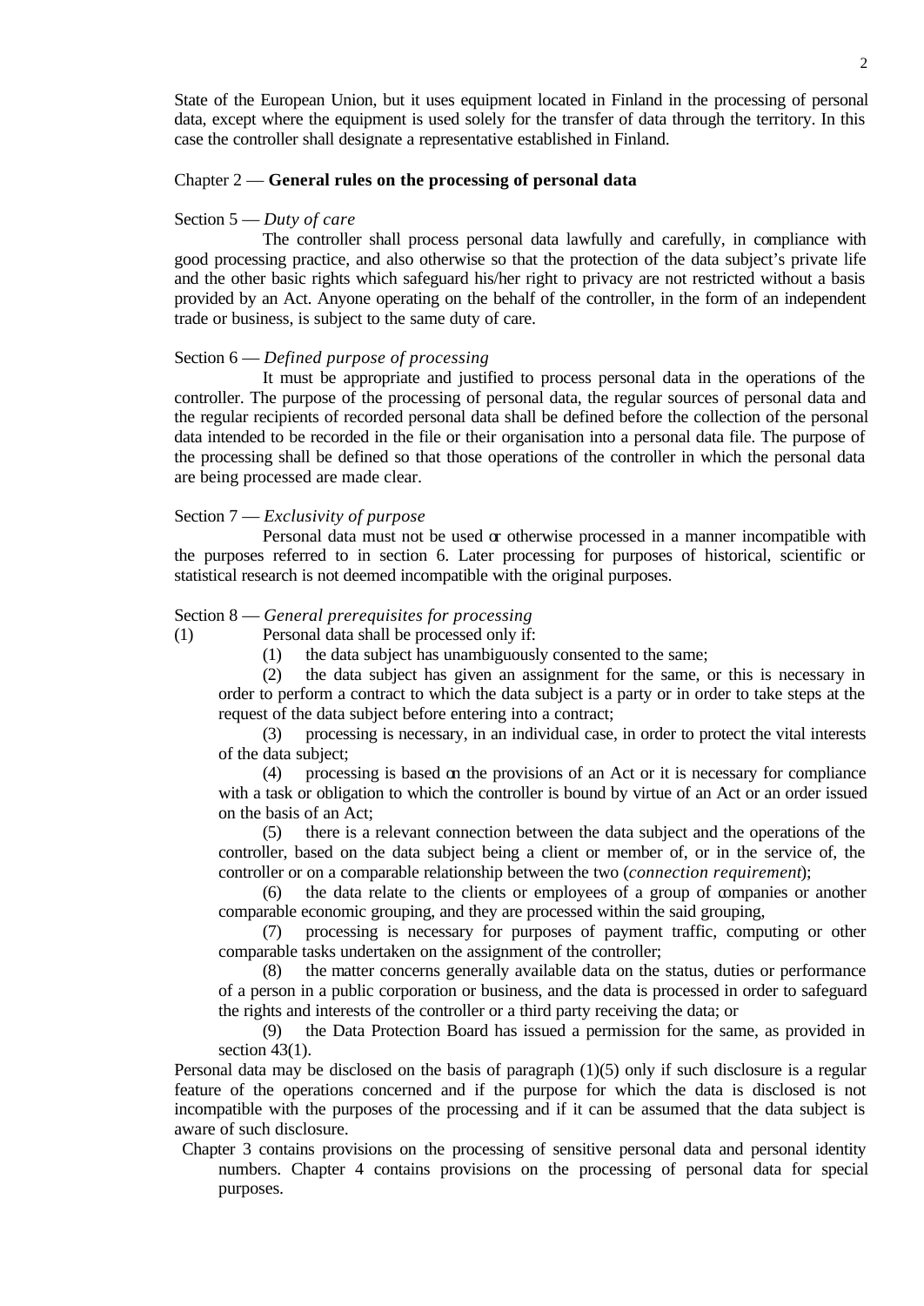State of the European Union, but it uses equipment located in Finland in the processing of personal data, except where the equipment is used solely for the transfer of data through the territory. In this case the controller shall designate a representative established in Finland.

## Chapter 2 — **General rules on the processing of personal data**

### Section 5 — *Duty of care*

The controller shall process personal data lawfully and carefully, in compliance with good processing practice, and also otherwise so that the protection of the data subject's private life and the other basic rights which safeguard his/her right to privacy are not restricted without a basis provided by an Act. Anyone operating on the behalf of the controller, in the form of an independent trade or business, is subject to the same duty of care.

### Section 6 — *Defined purpose of processing*

It must be appropriate and justified to process personal data in the operations of the controller. The purpose of the processing of personal data, the regular sources of personal data and the regular recipients of recorded personal data shall be defined before the collection of the personal data intended to be recorded in the file or their organisation into a personal data file. The purpose of the processing shall be defined so that those operations of the controller in which the personal data are being processed are made clear.

### Section 7 — *Exclusivity of purpose*

Personal data must not be used or otherwise processed in a manner incompatible with the purposes referred to in section 6. Later processing for purposes of historical, scientific or statistical research is not deemed incompatible with the original purposes.

### Section 8 — *General prerequisites for processing*

(1) Personal data shall be processed only if:

(1) the data subject has unambiguously consented to the same;

(2) the data subject has given an assignment for the same, or this is necessary in order to perform a contract to which the data subject is a party or in order to take steps at the request of the data subject before entering into a contract;

(3) processing is necessary, in an individual case, in order to protect the vital interests of the data subject;

(4) processing is based on the provisions of an Act or it is necessary for compliance with a task or obligation to which the controller is bound by virtue of an Act or an order issued on the basis of an Act;

(5) there is a relevant connection between the data subject and the operations of the controller, based on the data subject being a client or member of, or in the service of, the controller or on a comparable relationship between the two (*connection requirement*);

(6) the data relate to the clients or employees of a group of companies or another comparable economic grouping, and they are processed within the said grouping,

(7) processing is necessary for purposes of payment traffic, computing or other comparable tasks undertaken on the assignment of the controller;

(8) the matter concerns generally available data on the status, duties or performance of a person in a public corporation or business, and the data is processed in order to safeguard the rights and interests of the controller or a third party receiving the data; or

(9) the Data Protection Board has issued a permission for the same, as provided in section 43(1).

Personal data may be disclosed on the basis of paragraph (1)(5) only if such disclosure is a regular feature of the operations concerned and if the purpose for which the data is disclosed is not incompatible with the purposes of the processing and if it can be assumed that the data subject is aware of such disclosure.

Chapter 3 contains provisions on the processing of sensitive personal data and personal identity numbers. Chapter 4 contains provisions on the processing of personal data for special purposes.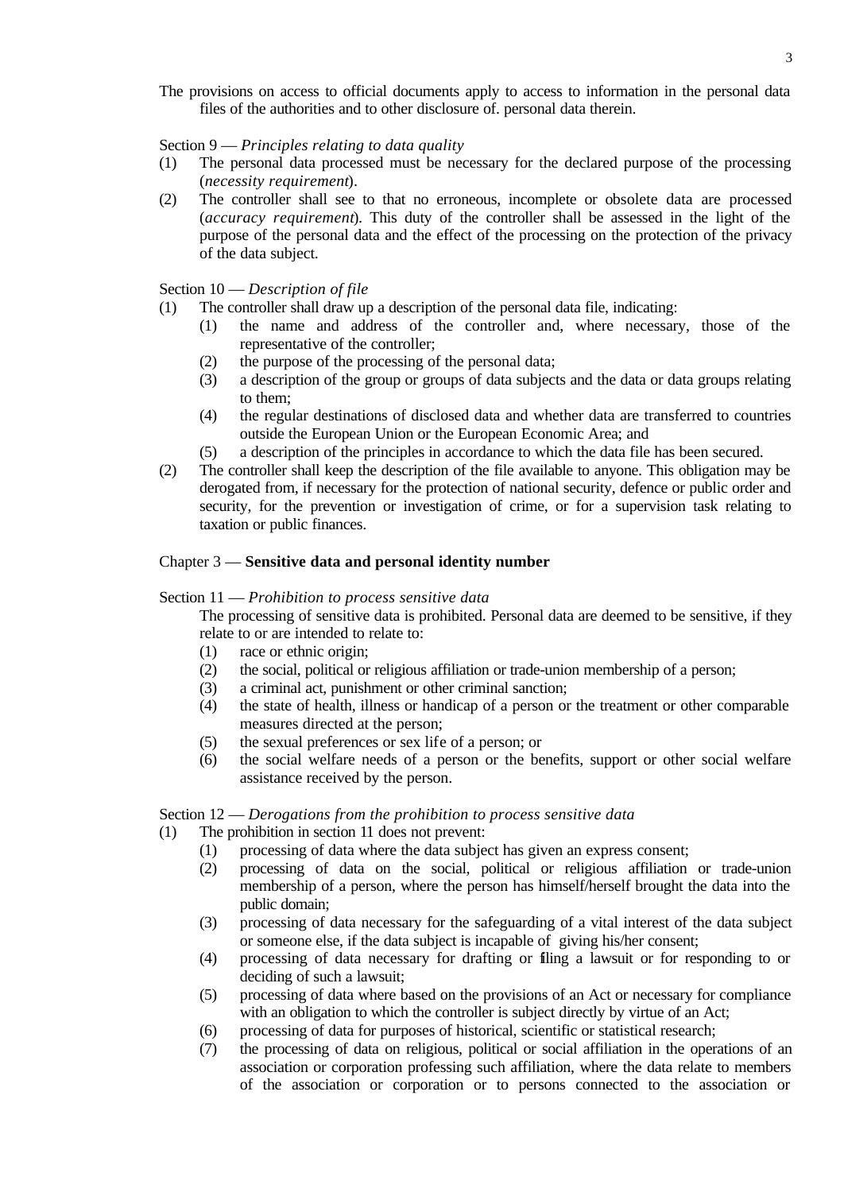The provisions on access to official documents apply to access to information in the personal data files of the authorities and to other disclosure of. personal data therein.

Section 9 — *Principles relating to data quality*

(1) The personal data processed must be necessary for the declared purpose of the processing (*necessity requirement*).

(2) The controller shall see to that no erroneous, incomplete or obsolete data are processed (*accuracy requirement*). This duty of the controller shall be assessed in the light of the purpose of the personal data and the effect of the processing on the protection of the privacy of the data subject.

Section 10 — *Description of file*

(1) The controller shall draw up a description of the personal data file, indicating:
   (1) the name and address of the controller and, where necessary, those of the representative of the controller;
   (2) the purpose of the processing of the personal data;
   (3) a description of the group or groups of data subjects and the data or data groups relating to them;
   (4) the regular destinations of disclosed data and whether data are transferred to countries outside the European Union or the European Economic Area; and
   (5) a description of the principles in accordance to which the data file has been secured.

(2) The controller shall keep the description of the file available to anyone. This obligation may be derogated from, if necessary for the protection of national security, defence or public order and security, for the prevention or investigation of crime, or for a supervision task relating to taxation or public finances.

## Chapter 3 — **Sensitive data and personal identity number**

Section 11 — *Prohibition to process sensitive data*

The processing of sensitive data is prohibited. Personal data are deemed to be sensitive, if they relate to or are intended to relate to:
   (1) race or ethnic origin;
   (2) the social, political or religious affiliation or trade-union membership of a person;
   (3) a criminal act, punishment or other criminal sanction;
   (4) the state of health, illness or handicap of a person or the treatment or other comparable measures directed at the person;
   (5) the sexual preferences or sex life of a person; or
   (6) the social welfare needs of a person or the benefits, support or other social welfare assistance received by the person.

Section 12 — *Derogations from the prohibition to process sensitive data*

(1) The prohibition in section 11 does not prevent:
   (1) processing of data where the data subject has given an express consent;
   (2) processing of data on the social, political or religious affiliation or trade-union membership of a person, where the person has himself/herself brought the data into the public domain;
   (3) processing of data necessary for the safeguarding of a vital interest of the data subject or someone else, if the data subject is incapable of giving his/her consent;
   (4) processing of data necessary for drafting or filing a lawsuit or for responding to or deciding of such a lawsuit;
   (5) processing of data where based on the provisions of an Act or necessary for compliance with an obligation to which the controller is subject directly by virtue of an Act;
   (6) processing of data for purposes of historical, scientific or statistical research;
   (7) the processing of data on religious, political or social affiliation in the operations of an association or corporation professing such affiliation, where the data relate to members of the association or corporation or to persons connected to the association or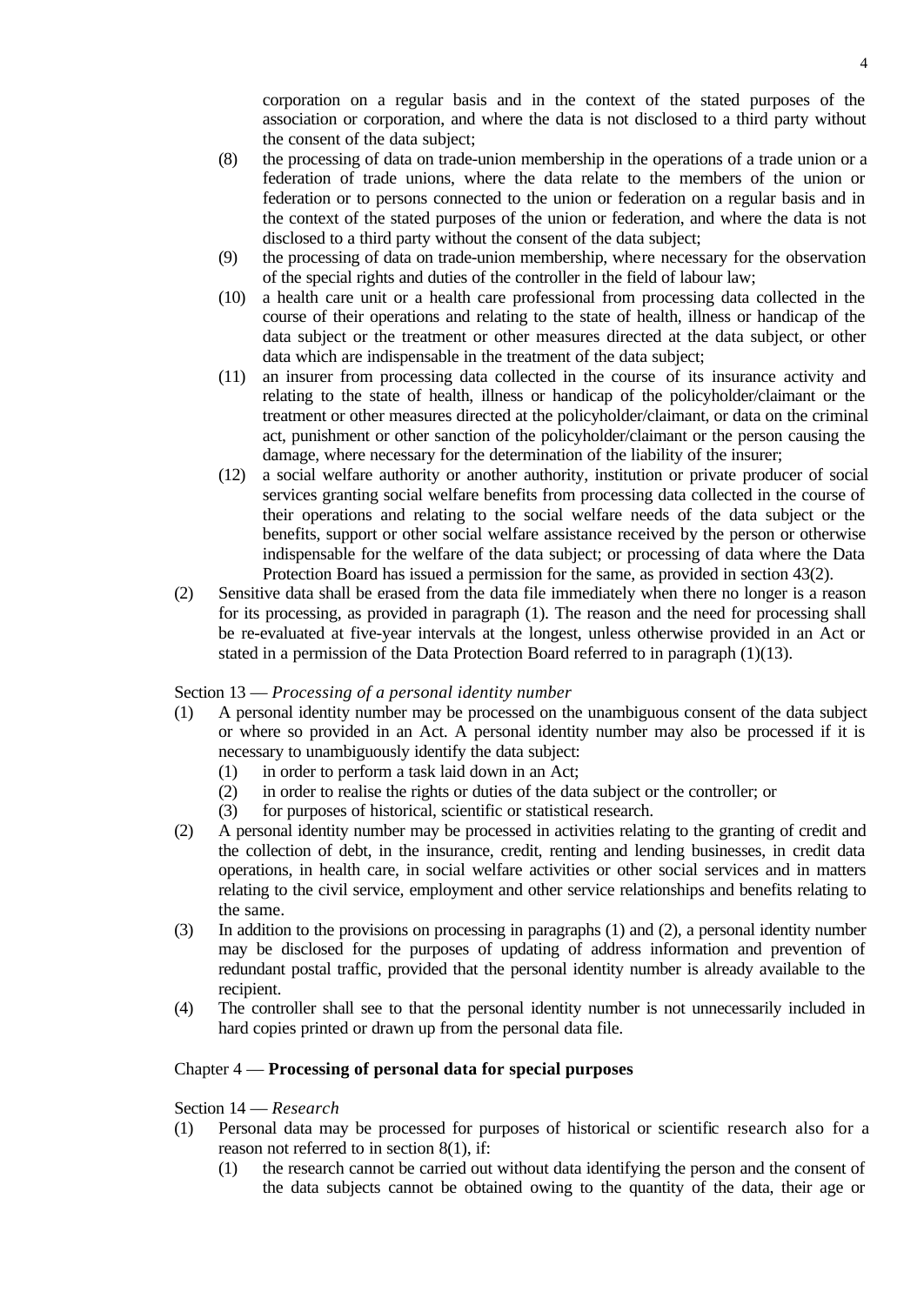corporation on a regular basis and in the context of the stated purposes of the association or corporation, and where the data is not disclosed to a third party without the consent of the data subject;

(8) the processing of data on trade-union membership in the operations of a trade union or a federation of trade unions, where the data relate to the members of the union or federation or to persons connected to the union or federation on a regular basis and in the context of the stated purposes of the union or federation, and where the data is not disclosed to a third party without the consent of the data subject;

(9) the processing of data on trade-union membership, where necessary for the observation of the special rights and duties of the controller in the field of labour law;

(10) a health care unit or a health care professional from processing data collected in the course of their operations and relating to the state of health, illness or handicap of the data subject or the treatment or other measures directed at the data subject, or other data which are indispensable in the treatment of the data subject;

(11) an insurer from processing data collected in the course of its insurance activity and relating to the state of health, illness or handicap of the policyholder/claimant or the treatment or other measures directed at the policyholder/claimant, or data on the criminal act, punishment or other sanction of the policyholder/claimant or the person causing the damage, where necessary for the determination of the liability of the insurer;

(12) a social welfare authority or another authority, institution or private producer of social services granting social welfare benefits from processing data collected in the course of their operations and relating to the social welfare needs of the data subject or the benefits, support or other social welfare assistance received by the person or otherwise indispensable for the welfare of the data subject; or processing of data where the Data Protection Board has issued a permission for the same, as provided in section 43(2).

(2) Sensitive data shall be erased from the data file immediately when there no longer is a reason for its processing, as provided in paragraph (1). The reason and the need for processing shall be re-evaluated at five-year intervals at the longest, unless otherwise provided in an Act or stated in a permission of the Data Protection Board referred to in paragraph (1)(13).

Section 13 — *Processing of a personal identity number*

(1) A personal identity number may be processed on the unambiguous consent of the data subject or where so provided in an Act. A personal identity number may also be processed if it is necessary to unambiguously identify the data subject:
   (1) in order to perform a task laid down in an Act;
   (2) in order to realise the rights or duties of the data subject or the controller; or
   (3) for purposes of historical, scientific or statistical research.

(2) A personal identity number may be processed in activities relating to the granting of credit and the collection of debt, in the insurance, credit, renting and lending businesses, in credit data operations, in health care, in social welfare activities or other social services and in matters relating to the civil service, employment and other service relationships and benefits relating to the same.

(3) In addition to the provisions on processing in paragraphs (1) and (2), a personal identity number may be disclosed for the purposes of updating of address information and prevention of redundant postal traffic, provided that the personal identity number is already available to the recipient.

(4) The controller shall see to that the personal identity number is not unnecessarily included in hard copies printed or drawn up from the personal data file.

## Chapter 4 — **Processing of personal data for special purposes**

Section 14 — *Research*

(1) Personal data may be processed for purposes of historical or scientific research also for a reason not referred to in section 8(1), if:
   (1) the research cannot be carried out without data identifying the person and the consent of the data subjects cannot be obtained owing to the quantity of the data, their age or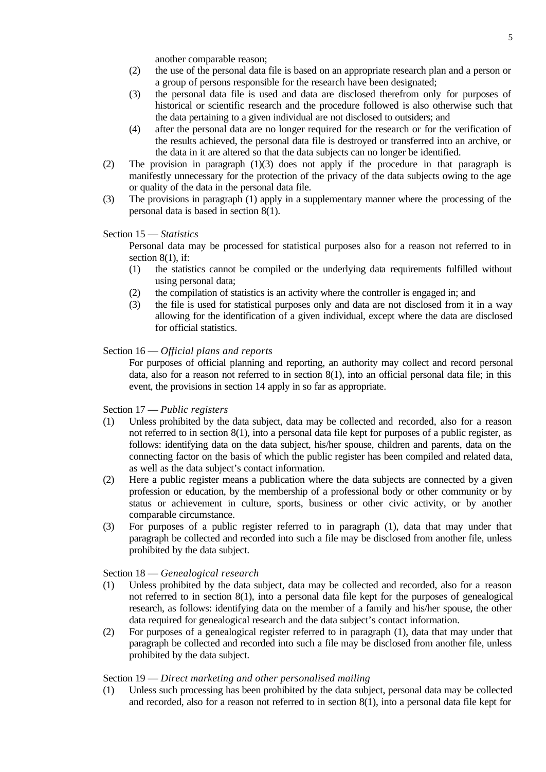another comparable reason;

(2) the use of the personal data file is based on an appropriate research plan and a person or a group of persons responsible for the research have been designated;

(3) the personal data file is used and data are disclosed therefrom only for purposes of historical or scientific research and the procedure followed is also otherwise such that the data pertaining to a given individual are not disclosed to outsiders; and

(4) after the personal data are no longer required for the research or for the verification of the results achieved, the personal data file is destroyed or transferred into an archive, or the data in it are altered so that the data subjects can no longer be identified.

(2) The provision in paragraph (1)(3) does not apply if the procedure in that paragraph is manifestly unnecessary for the protection of the privacy of the data subjects owing to the age or quality of the data in the personal data file.

(3) The provisions in paragraph (1) apply in a supplementary manner where the processing of the personal data is based in section 8(1).

Section 15 — *Statistics*

Personal data may be processed for statistical purposes also for a reason not referred to in section 8(1), if:

(1) the statistics cannot be compiled or the underlying data requirements fulfilled without using personal data;

(2) the compilation of statistics is an activity where the controller is engaged in; and

(3) the file is used for statistical purposes only and data are not disclosed from it in a way allowing for the identification of a given individual, except where the data are disclosed for official statistics.

Section 16 — *Official plans and reports*

For purposes of official planning and reporting, an authority may collect and record personal data, also for a reason not referred to in section 8(1), into an official personal data file; in this event, the provisions in section 14 apply in so far as appropriate.

Section 17 — *Public registers*

(1) Unless prohibited by the data subject, data may be collected and recorded, also for a reason not referred to in section 8(1), into a personal data file kept for purposes of a public register, as follows: identifying data on the data subject, his/her spouse, children and parents, data on the connecting factor on the basis of which the public register has been compiled and related data, as well as the data subject's contact information.

(2) Here a public register means a publication where the data subjects are connected by a given profession or education, by the membership of a professional body or other community or by status or achievement in culture, sports, business or other civic activity, or by another comparable circumstance.

(3) For purposes of a public register referred to in paragraph (1), data that may under that paragraph be collected and recorded into such a file may be disclosed from another file, unless prohibited by the data subject.

Section 18 — *Genealogical research*

(1) Unless prohibited by the data subject, data may be collected and recorded, also for a reason not referred to in section 8(1), into a personal data file kept for the purposes of genealogical research, as follows: identifying data on the member of a family and his/her spouse, the other data required for genealogical research and the data subject's contact information.

(2) For purposes of a genealogical register referred to in paragraph (1), data that may under that paragraph be collected and recorded into such a file may be disclosed from another file, unless prohibited by the data subject.

Section 19 — *Direct marketing and other personalised mailing*

(1) Unless such processing has been prohibited by the data subject, personal data may be collected and recorded, also for a reason not referred to in section 8(1), into a personal data file kept for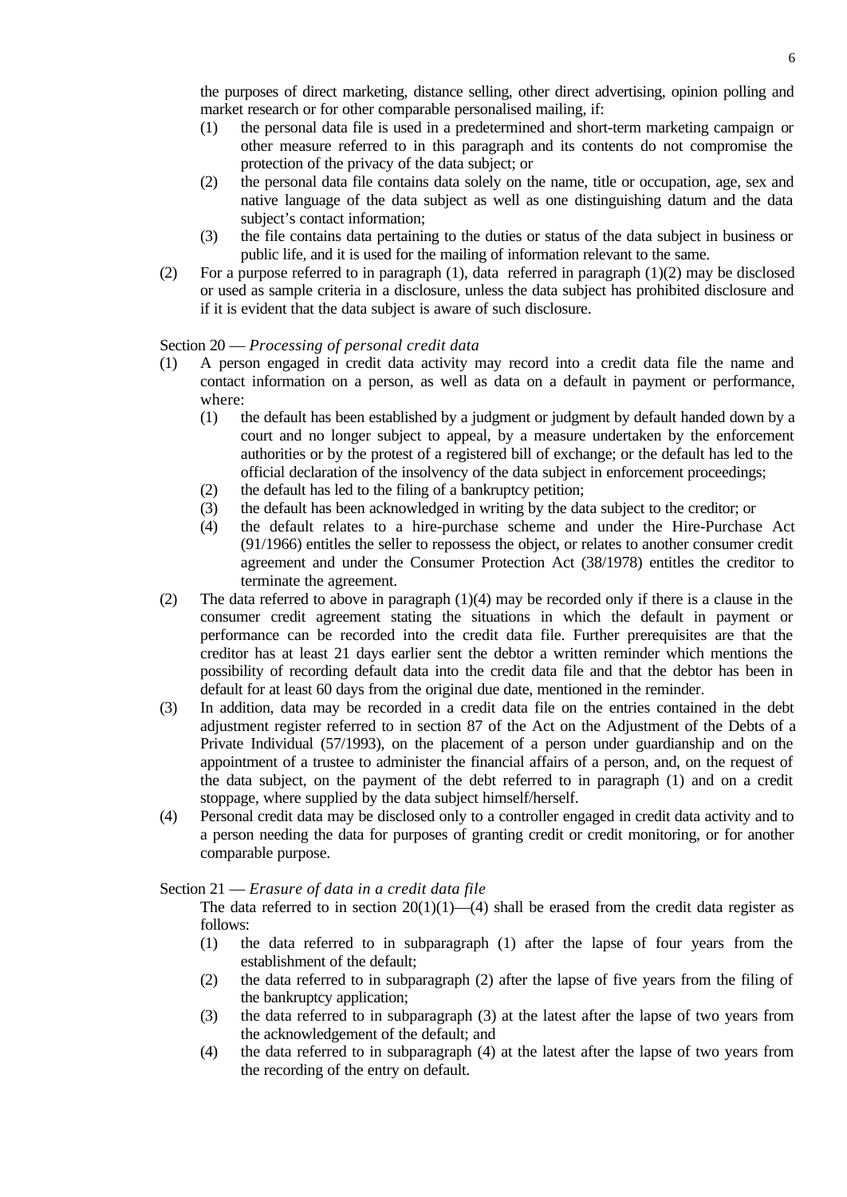the purposes of direct marketing, distance selling, other direct advertising, opinion polling and market research or for other comparable personalised mailing, if:

(1) the personal data file is used in a predetermined and short-term marketing campaign or other measure referred to in this paragraph and its contents do not compromise the protection of the privacy of the data subject; or
(2) the personal data file contains data solely on the name, title or occupation, age, sex and native language of the data subject as well as one distinguishing datum and the data subject's contact information;
(3) the file contains data pertaining to the duties or status of the data subject in business or public life, and it is used for the mailing of information relevant to the same.

(2) For a purpose referred to in paragraph (1), data referred in paragraph (1)(2) may be disclosed or used as sample criteria in a disclosure, unless the data subject has prohibited disclosure and if it is evident that the data subject is aware of such disclosure.

Section 20 — *Processing of personal credit data*

(1) A person engaged in credit data activity may record into a credit data file the name and contact information on a person, as well as data on a default in payment or performance, where:
   (1) the default has been established by a judgment or judgment by default handed down by a court and no longer subject to appeal, by a measure undertaken by the enforcement authorities or by the protest of a registered bill of exchange; or the default has led to the official declaration of the insolvency of the data subject in enforcement proceedings;
   (2) the default has led to the filing of a bankruptcy petition;
   (3) the default has been acknowledged in writing by the data subject to the creditor; or
   (4) the default relates to a hire-purchase scheme and under the Hire-Purchase Act (91/1966) entitles the seller to repossess the object, or relates to another consumer credit agreement and under the Consumer Protection Act (38/1978) entitles the creditor to terminate the agreement.
(2) The data referred to above in paragraph (1)(4) may be recorded only if there is a clause in the consumer credit agreement stating the situations in which the default in payment or performance can be recorded into the credit data file. Further prerequisites are that the creditor has at least 21 days earlier sent the debtor a written reminder which mentions the possibility of recording default data into the credit data file and that the debtor has been in default for at least 60 days from the original due date, mentioned in the reminder.
(3) In addition, data may be recorded in a credit data file on the entries contained in the debt adjustment register referred to in section 87 of the Act on the Adjustment of the Debts of a Private Individual (57/1993), on the placement of a person under guardianship and on the appointment of a trustee to administer the financial affairs of a person, and, on the request of the data subject, on the payment of the debt referred to in paragraph (1) and on a credit stoppage, where supplied by the data subject himself/herself.
(4) Personal credit data may be disclosed only to a controller engaged in credit data activity and to a person needing the data for purposes of granting credit or credit monitoring, or for another comparable purpose.

Section 21 — *Erasure of data in a credit data file*

The data referred to in section 20(1)(1)—(4) shall be erased from the credit data register as follows:

(1) the data referred to in subparagraph (1) after the lapse of four years from the establishment of the default;
(2) the data referred to in subparagraph (2) after the lapse of five years from the filing of the bankruptcy application;
(3) the data referred to in subparagraph (3) at the latest after the lapse of two years from the acknowledgement of the default; and
(4) the data referred to in subparagraph (4) at the latest after the lapse of two years from the recording of the entry on default.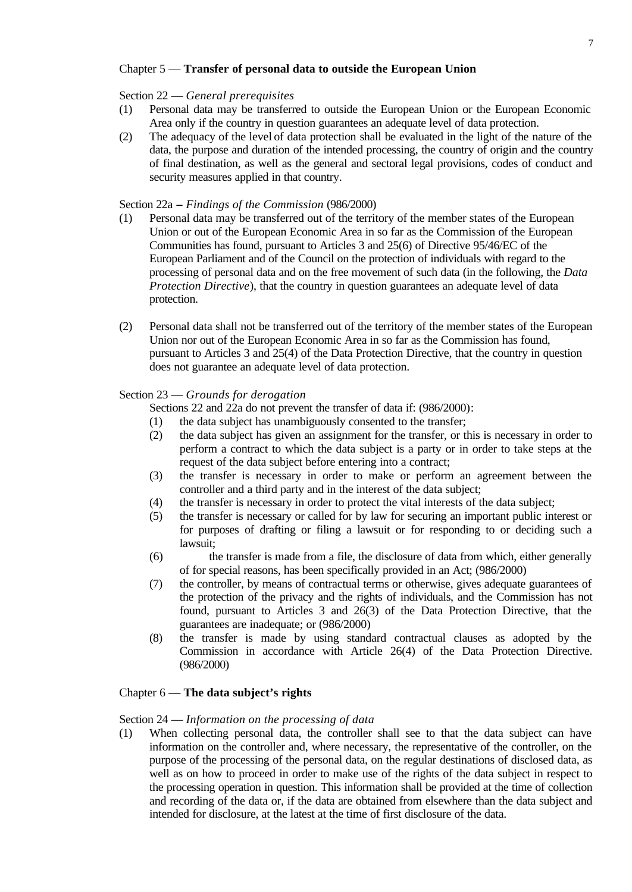## Chapter 5 — **Transfer of personal data to outside the European Union**

### Section 22 — *General prerequisites*

(1) Personal data may be transferred to outside the European Union or the European Economic Area only if the country in question guarantees an adequate level of data protection.

(2) The adequacy of the level of data protection shall be evaluated in the light of the nature of the data, the purpose and duration of the intended processing, the country of origin and the country of final destination, as well as the general and sectoral legal provisions, codes of conduct and security measures applied in that country.

### Section 22a – *Findings of the Commission* (986/2000)

(1) Personal data may be transferred out of the territory of the member states of the European Union or out of the European Economic Area in so far as the Commission of the European Communities has found, pursuant to Articles 3 and 25(6) of Directive 95/46/EC of the European Parliament and of the Council on the protection of individuals with regard to the processing of personal data and on the free movement of such data (in the following, the *Data Protection Directive*), that the country in question guarantees an adequate level of data protection.

(2) Personal data shall not be transferred out of the territory of the member states of the European Union nor out of the European Economic Area in so far as the Commission has found, pursuant to Articles 3 and 25(4) of the Data Protection Directive, that the country in question does not guarantee an adequate level of data protection.

### Section 23 — *Grounds for derogation*

Sections 22 and 22a do not prevent the transfer of data if: (986/2000):

(1) the data subject has unambiguously consented to the transfer;

(2) the data subject has given an assignment for the transfer, or this is necessary in order to perform a contract to which the data subject is a party or in order to take steps at the request of the data subject before entering into a contract;

(3) the transfer is necessary in order to make or perform an agreement between the controller and a third party and in the interest of the data subject;

(4) the transfer is necessary in order to protect the vital interests of the data subject;

(5) the transfer is necessary or called for by law for securing an important public interest or for purposes of drafting or filing a lawsuit or for responding to or deciding such a lawsuit;

(6) the transfer is made from a file, the disclosure of data from which, either generally of for special reasons, has been specifically provided in an Act; (986/2000)

(7) the controller, by means of contractual terms or otherwise, gives adequate guarantees of the protection of the privacy and the rights of individuals, and the Commission has not found, pursuant to Articles 3 and 26(3) of the Data Protection Directive, that the guarantees are inadequate; or (986/2000)

(8) the transfer is made by using standard contractual clauses as adopted by the Commission in accordance with Article 26(4) of the Data Protection Directive. (986/2000)

## Chapter 6 — **The data subject's rights**

### Section 24 — *Information on the processing of data*

(1) When collecting personal data, the controller shall see to that the data subject can have information on the controller and, where necessary, the representative of the controller, on the purpose of the processing of the personal data, on the regular destinations of disclosed data, as well as on how to proceed in order to make use of the rights of the data subject in respect to the processing operation in question. This information shall be provided at the time of collection and recording of the data or, if the data are obtained from elsewhere than the data subject and intended for disclosure, at the latest at the time of first disclosure of the data.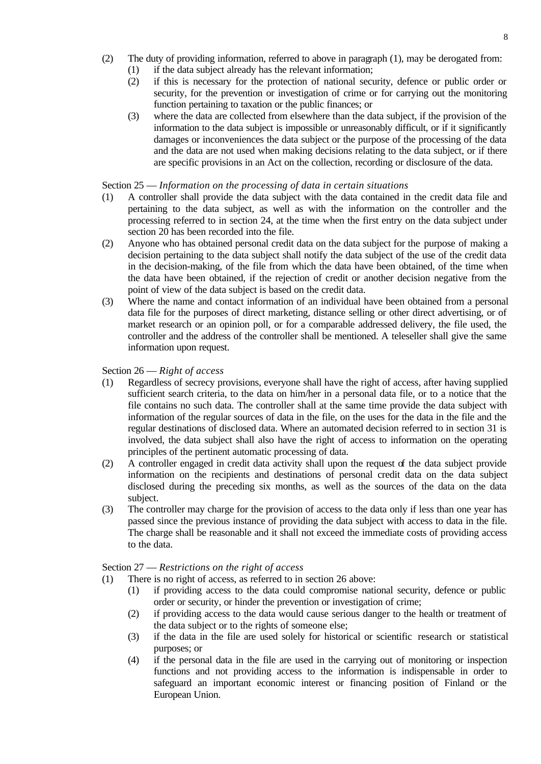(2) The duty of providing information, referred to above in paragraph (1), may be derogated from:
   (1) if the data subject already has the relevant information;
   (2) if this is necessary for the protection of national security, defence or public order or security, for the prevention or investigation of crime or for carrying out the monitoring function pertaining to taxation or the public finances; or
   (3) where the data are collected from elsewhere than the data subject, if the provision of the information to the data subject is impossible or unreasonably difficult, or if it significantly damages or inconveniences the data subject or the purpose of the processing of the data and the data are not used when making decisions relating to the data subject, or if there are specific provisions in an Act on the collection, recording or disclosure of the data.

Section 25 — *Information on the processing of data in certain situations*

(1) A controller shall provide the data subject with the data contained in the credit data file and pertaining to the data subject, as well as with the information on the controller and the processing referred to in section 24, at the time when the first entry on the data subject under section 20 has been recorded into the file.

(2) Anyone who has obtained personal credit data on the data subject for the purpose of making a decision pertaining to the data subject shall notify the data subject of the use of the credit data in the decision-making, of the file from which the data have been obtained, of the time when the data have been obtained, if the rejection of credit or another decision negative from the point of view of the data subject is based on the credit data.

(3) Where the name and contact information of an individual have been obtained from a personal data file for the purposes of direct marketing, distance selling or other direct advertising, or of market research or an opinion poll, or for a comparable addressed delivery, the file used, the controller and the address of the controller shall be mentioned. A teleseller shall give the same information upon request.

Section 26 — *Right of access*

(1) Regardless of secrecy provisions, everyone shall have the right of access, after having supplied sufficient search criteria, to the data on him/her in a personal data file, or to a notice that the file contains no such data. The controller shall at the same time provide the data subject with information of the regular sources of data in the file, on the uses for the data in the file and the regular destinations of disclosed data. Where an automated decision referred to in section 31 is involved, the data subject shall also have the right of access to information on the operating principles of the pertinent automatic processing of data.

(2) A controller engaged in credit data activity shall upon the request of the data subject provide information on the recipients and destinations of personal credit data on the data subject disclosed during the preceding six months, as well as the sources of the data on the data subject.

(3) The controller may charge for the provision of access to the data only if less than one year has passed since the previous instance of providing the data subject with access to data in the file. The charge shall be reasonable and it shall not exceed the immediate costs of providing access to the data.

Section 27 — *Restrictions on the right of access*

(1) There is no right of access, as referred to in section 26 above:
   (1) if providing access to the data could compromise national security, defence or public order or security, or hinder the prevention or investigation of crime;
   (2) if providing access to the data would cause serious danger to the health or treatment of the data subject or to the rights of someone else;
   (3) if the data in the file are used solely for historical or scientific research or statistical purposes; or
   (4) if the personal data in the file are used in the carrying out of monitoring or inspection functions and not providing access to the information is indispensable in order to safeguard an important economic interest or financing position of Finland or the European Union.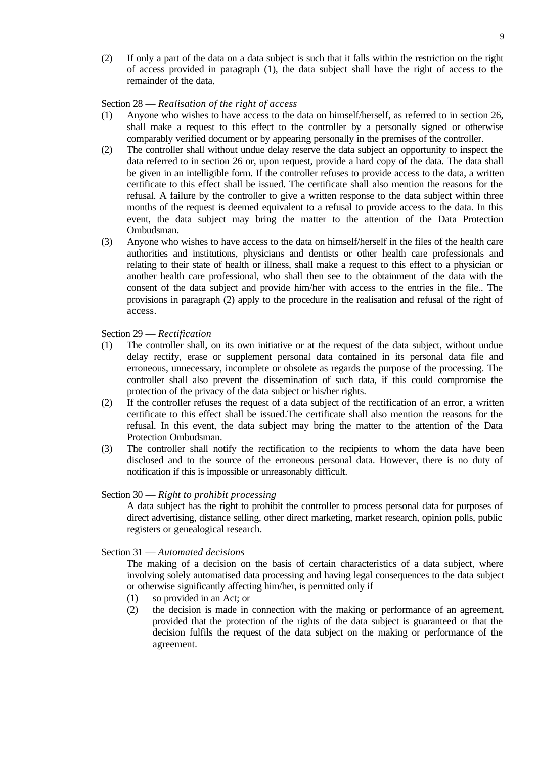(2) If only a part of the data on a data subject is such that it falls within the restriction on the right of access provided in paragraph (1), the data subject shall have the right of access to the remainder of the data.

Section 28 — *Realisation of the right of access*

(1) Anyone who wishes to have access to the data on himself/herself, as referred to in section 26, shall make a request to this effect to the controller by a personally signed or otherwise comparably verified document or by appearing personally in the premises of the controller.

(2) The controller shall without undue delay reserve the data subject an opportunity to inspect the data referred to in section 26 or, upon request, provide a hard copy of the data. The data shall be given in an intelligible form. If the controller refuses to provide access to the data, a written certificate to this effect shall be issued. The certificate shall also mention the reasons for the refusal. A failure by the controller to give a written response to the data subject within three months of the request is deemed equivalent to a refusal to provide access to the data. In this event, the data subject may bring the matter to the attention of the Data Protection Ombudsman.

(3) Anyone who wishes to have access to the data on himself/herself in the files of the health care authorities and institutions, physicians and dentists or other health care professionals and relating to their state of health or illness, shall make a request to this effect to a physician or another health care professional, who shall then see to the obtainment of the data with the consent of the data subject and provide him/her with access to the entries in the file.. The provisions in paragraph (2) apply to the procedure in the realisation and refusal of the right of access.

Section 29 — *Rectification*

(1) The controller shall, on its own initiative or at the request of the data subject, without undue delay rectify, erase or supplement personal data contained in its personal data file and erroneous, unnecessary, incomplete or obsolete as regards the purpose of the processing. The controller shall also prevent the dissemination of such data, if this could compromise the protection of the privacy of the data subject or his/her rights.

(2) If the controller refuses the request of a data subject of the rectification of an error, a written certificate to this effect shall be issued.The certificate shall also mention the reasons for the refusal. In this event, the data subject may bring the matter to the attention of the Data Protection Ombudsman.

(3) The controller shall notify the rectification to the recipients to whom the data have been disclosed and to the source of the erroneous personal data. However, there is no duty of notification if this is impossible or unreasonably difficult.

Section 30 — *Right to prohibit processing*

A data subject has the right to prohibit the controller to process personal data for purposes of direct advertising, distance selling, other direct marketing, market research, opinion polls, public registers or genealogical research.

Section 31 — *Automated decisions*

The making of a decision on the basis of certain characteristics of a data subject, where involving solely automatised data processing and having legal consequences to the data subject or otherwise significantly affecting him/her, is permitted only if

(1) so provided in an Act; or

(2) the decision is made in connection with the making or performance of an agreement, provided that the protection of the rights of the data subject is guaranteed or that the decision fulfils the request of the data subject on the making or performance of the agreement.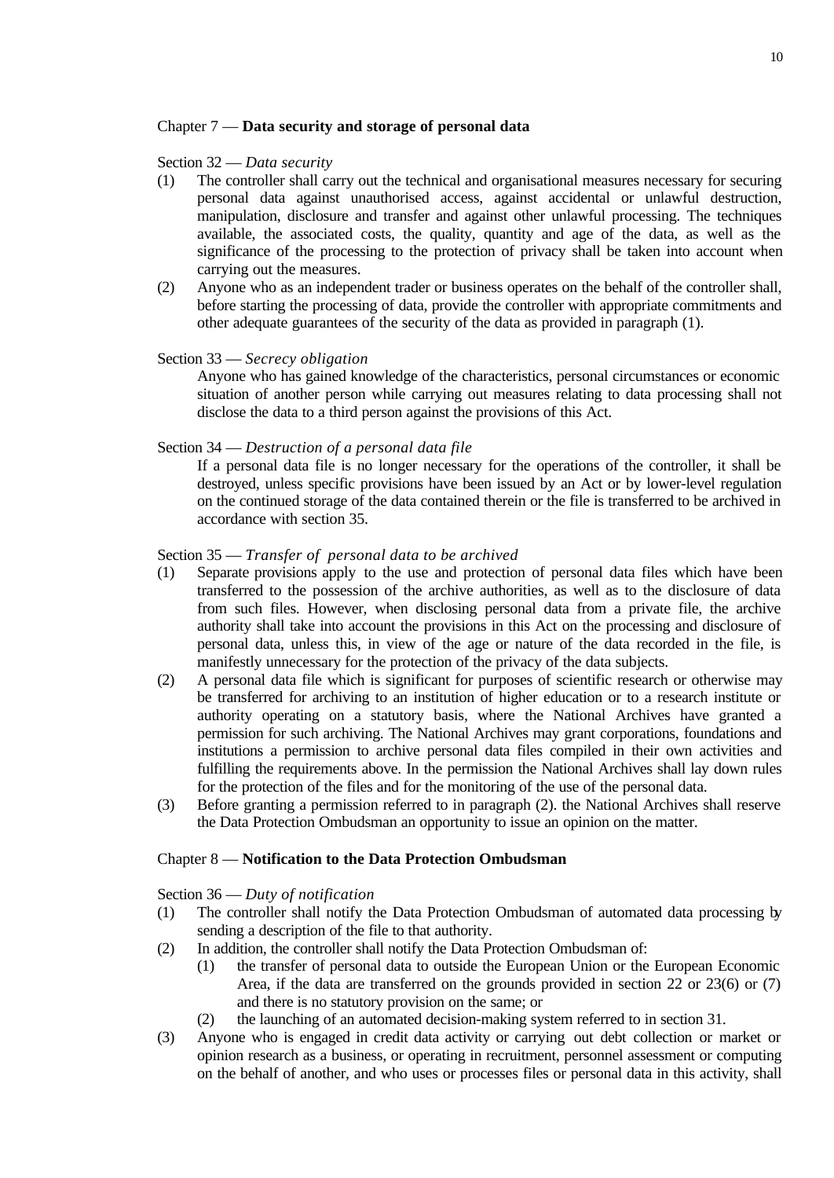## Chapter 7 — **Data security and storage of personal data**

Section 32 — *Data security*

(1) The controller shall carry out the technical and organisational measures necessary for securing personal data against unauthorised access, against accidental or unlawful destruction, manipulation, disclosure and transfer and against other unlawful processing. The techniques available, the associated costs, the quality, quantity and age of the data, as well as the significance of the processing to the protection of privacy shall be taken into account when carrying out the measures.

(2) Anyone who as an independent trader or business operates on the behalf of the controller shall, before starting the processing of data, provide the controller with appropriate commitments and other adequate guarantees of the security of the data as provided in paragraph (1).

Section 33 — *Secrecy obligation*

Anyone who has gained knowledge of the characteristics, personal circumstances or economic situation of another person while carrying out measures relating to data processing shall not disclose the data to a third person against the provisions of this Act.

Section 34 — *Destruction of a personal data file*

If a personal data file is no longer necessary for the operations of the controller, it shall be destroyed, unless specific provisions have been issued by an Act or by lower-level regulation on the continued storage of the data contained therein or the file is transferred to be archived in accordance with section 35.

Section 35 — *Transfer of personal data to be archived*

(1) Separate provisions apply to the use and protection of personal data files which have been transferred to the possession of the archive authorities, as well as to the disclosure of data from such files. However, when disclosing personal data from a private file, the archive authority shall take into account the provisions in this Act on the processing and disclosure of personal data, unless this, in view of the age or nature of the data recorded in the file, is manifestly unnecessary for the protection of the privacy of the data subjects.

(2) A personal data file which is significant for purposes of scientific research or otherwise may be transferred for archiving to an institution of higher education or to a research institute or authority operating on a statutory basis, where the National Archives have granted a permission for such archiving. The National Archives may grant corporations, foundations and institutions a permission to archive personal data files compiled in their own activities and fulfilling the requirements above. In the permission the National Archives shall lay down rules for the protection of the files and for the monitoring of the use of the personal data.

(3) Before granting a permission referred to in paragraph (2). the National Archives shall reserve the Data Protection Ombudsman an opportunity to issue an opinion on the matter.

## Chapter 8 — **Notification to the Data Protection Ombudsman**

Section 36 — *Duty of notification*

(1) The controller shall notify the Data Protection Ombudsman of automated data processing by sending a description of the file to that authority.

(2) In addition, the controller shall notify the Data Protection Ombudsman of:
   (1) the transfer of personal data to outside the European Union or the European Economic Area, if the data are transferred on the grounds provided in section 22 or 23(6) or (7) and there is no statutory provision on the same; or
   (2) the launching of an automated decision-making system referred to in section 31.

(3) Anyone who is engaged in credit data activity or carrying out debt collection or market or opinion research as a business, or operating in recruitment, personnel assessment or computing on the behalf of another, and who uses or processes files or personal data in this activity, shall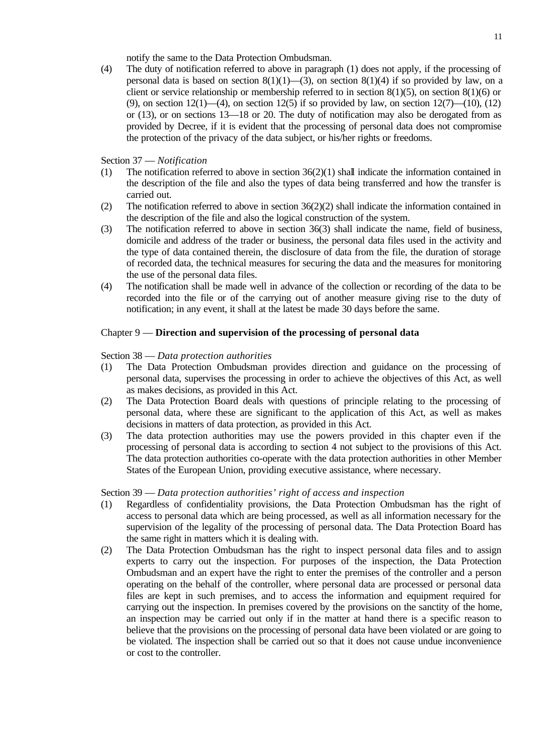notify the same to the Data Protection Ombudsman.

(4) The duty of notification referred to above in paragraph (1) does not apply, if the processing of personal data is based on section 8(1)(1)—(3), on section 8(1)(4) if so provided by law, on a client or service relationship or membership referred to in section 8(1)(5), on section 8(1)(6) or (9), on section 12(1)—(4), on section 12(5) if so provided by law, on section 12(7)—(10), (12) or (13), or on sections 13—18 or 20. The duty of notification may also be derogated from as provided by Decree, if it is evident that the processing of personal data does not compromise the protection of the privacy of the data subject, or his/her rights or freedoms.

Section 37 — *Notification*

(1) The notification referred to above in section 36(2)(1) shall indicate the information contained in the description of the file and also the types of data being transferred and how the transfer is carried out.

(2) The notification referred to above in section 36(2)(2) shall indicate the information contained in the description of the file and also the logical construction of the system.

(3) The notification referred to above in section 36(3) shall indicate the name, field of business, domicile and address of the trader or business, the personal data files used in the activity and the type of data contained therein, the disclosure of data from the file, the duration of storage of recorded data, the technical measures for securing the data and the measures for monitoring the use of the personal data files.

(4) The notification shall be made well in advance of the collection or recording of the data to be recorded into the file or of the carrying out of another measure giving rise to the duty of notification; in any event, it shall at the latest be made 30 days before the same.

## Chapter 9 — **Direction and supervision of the processing of personal data**

Section 38 — *Data protection authorities*

(1) The Data Protection Ombudsman provides direction and guidance on the processing of personal data, supervises the processing in order to achieve the objectives of this Act, as well as makes decisions, as provided in this Act.

(2) The Data Protection Board deals with questions of principle relating to the processing of personal data, where these are significant to the application of this Act, as well as makes decisions in matters of data protection, as provided in this Act.

(3) The data protection authorities may use the powers provided in this chapter even if the processing of personal data is according to section 4 not subject to the provisions of this Act. The data protection authorities co-operate with the data protection authorities in other Member States of the European Union, providing executive assistance, where necessary.

Section 39 — *Data protection authorities' right of access and inspection*

(1) Regardless of confidentiality provisions, the Data Protection Ombudsman has the right of access to personal data which are being processed, as well as all information necessary for the supervision of the legality of the processing of personal data. The Data Protection Board has the same right in matters which it is dealing with.

(2) The Data Protection Ombudsman has the right to inspect personal data files and to assign experts to carry out the inspection. For purposes of the inspection, the Data Protection Ombudsman and an expert have the right to enter the premises of the controller and a person operating on the behalf of the controller, where personal data are processed or personal data files are kept in such premises, and to access the information and equipment required for carrying out the inspection. In premises covered by the provisions on the sanctity of the home, an inspection may be carried out only if in the matter at hand there is a specific reason to believe that the provisions on the processing of personal data have been violated or are going to be violated. The inspection shall be carried out so that it does not cause undue inconvenience or cost to the controller.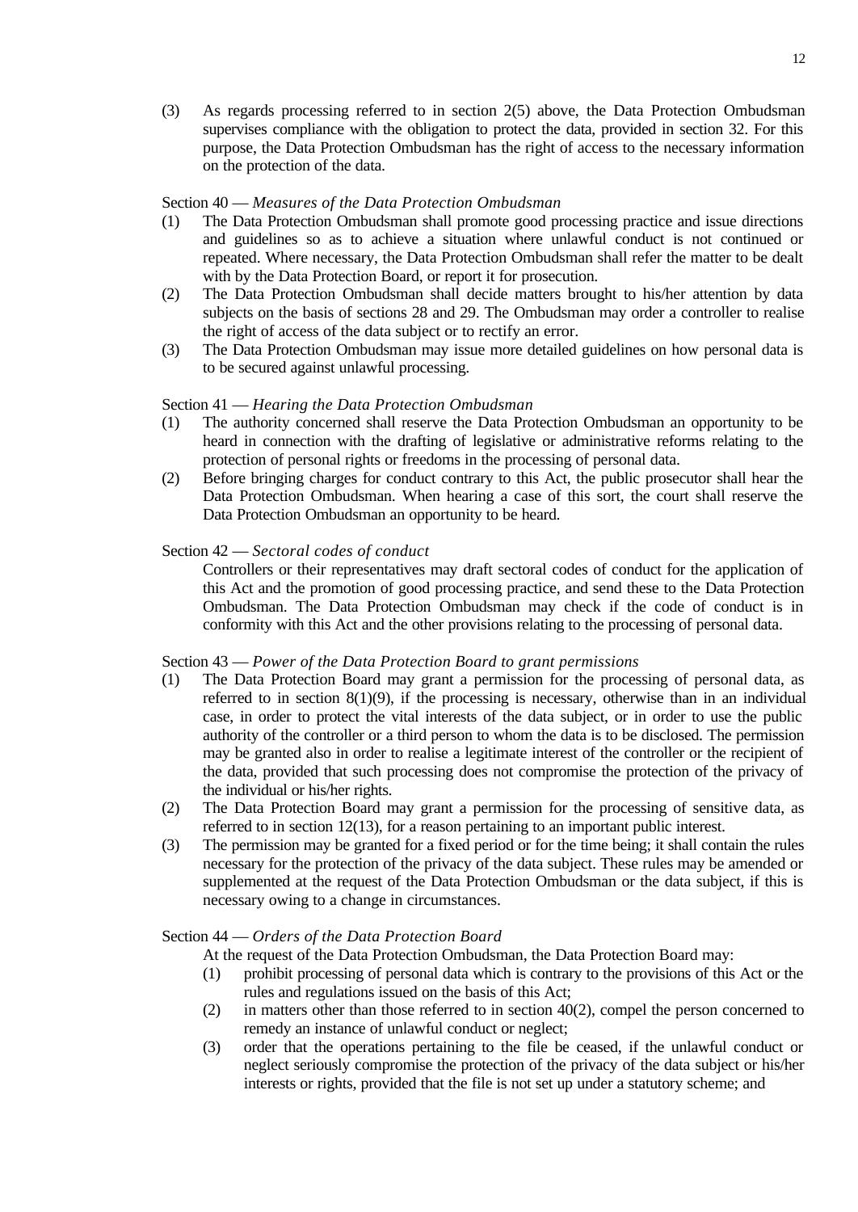(3) As regards processing referred to in section 2(5) above, the Data Protection Ombudsman supervises compliance with the obligation to protect the data, provided in section 32. For this purpose, the Data Protection Ombudsman has the right of access to the necessary information on the protection of the data.

Section 40 — *Measures of the Data Protection Ombudsman*

(1) The Data Protection Ombudsman shall promote good processing practice and issue directions and guidelines so as to achieve a situation where unlawful conduct is not continued or repeated. Where necessary, the Data Protection Ombudsman shall refer the matter to be dealt with by the Data Protection Board, or report it for prosecution.

(2) The Data Protection Ombudsman shall decide matters brought to his/her attention by data subjects on the basis of sections 28 and 29. The Ombudsman may order a controller to realise the right of access of the data subject or to rectify an error.

(3) The Data Protection Ombudsman may issue more detailed guidelines on how personal data is to be secured against unlawful processing.

Section 41 — *Hearing the Data Protection Ombudsman*

(1) The authority concerned shall reserve the Data Protection Ombudsman an opportunity to be heard in connection with the drafting of legislative or administrative reforms relating to the protection of personal rights or freedoms in the processing of personal data.

(2) Before bringing charges for conduct contrary to this Act, the public prosecutor shall hear the Data Protection Ombudsman. When hearing a case of this sort, the court shall reserve the Data Protection Ombudsman an opportunity to be heard.

Section 42 — *Sectoral codes of conduct*

Controllers or their representatives may draft sectoral codes of conduct for the application of this Act and the promotion of good processing practice, and send these to the Data Protection Ombudsman. The Data Protection Ombudsman may check if the code of conduct is in conformity with this Act and the other provisions relating to the processing of personal data.

Section 43 — *Power of the Data Protection Board to grant permissions*

(1) The Data Protection Board may grant a permission for the processing of personal data, as referred to in section 8(1)(9), if the processing is necessary, otherwise than in an individual case, in order to protect the vital interests of the data subject, or in order to use the public authority of the controller or a third person to whom the data is to be disclosed. The permission may be granted also in order to realise a legitimate interest of the controller or the recipient of the data, provided that such processing does not compromise the protection of the privacy of the individual or his/her rights.

(2) The Data Protection Board may grant a permission for the processing of sensitive data, as referred to in section 12(13), for a reason pertaining to an important public interest.

(3) The permission may be granted for a fixed period or for the time being; it shall contain the rules necessary for the protection of the privacy of the data subject. These rules may be amended or supplemented at the request of the Data Protection Ombudsman or the data subject, if this is necessary owing to a change in circumstances.

Section 44 — *Orders of the Data Protection Board*

At the request of the Data Protection Ombudsman, the Data Protection Board may:

(1) prohibit processing of personal data which is contrary to the provisions of this Act or the rules and regulations issued on the basis of this Act;

(2) in matters other than those referred to in section 40(2), compel the person concerned to remedy an instance of unlawful conduct or neglect;

(3) order that the operations pertaining to the file be ceased, if the unlawful conduct or neglect seriously compromise the protection of the privacy of the data subject or his/her interests or rights, provided that the file is not set up under a statutory scheme; and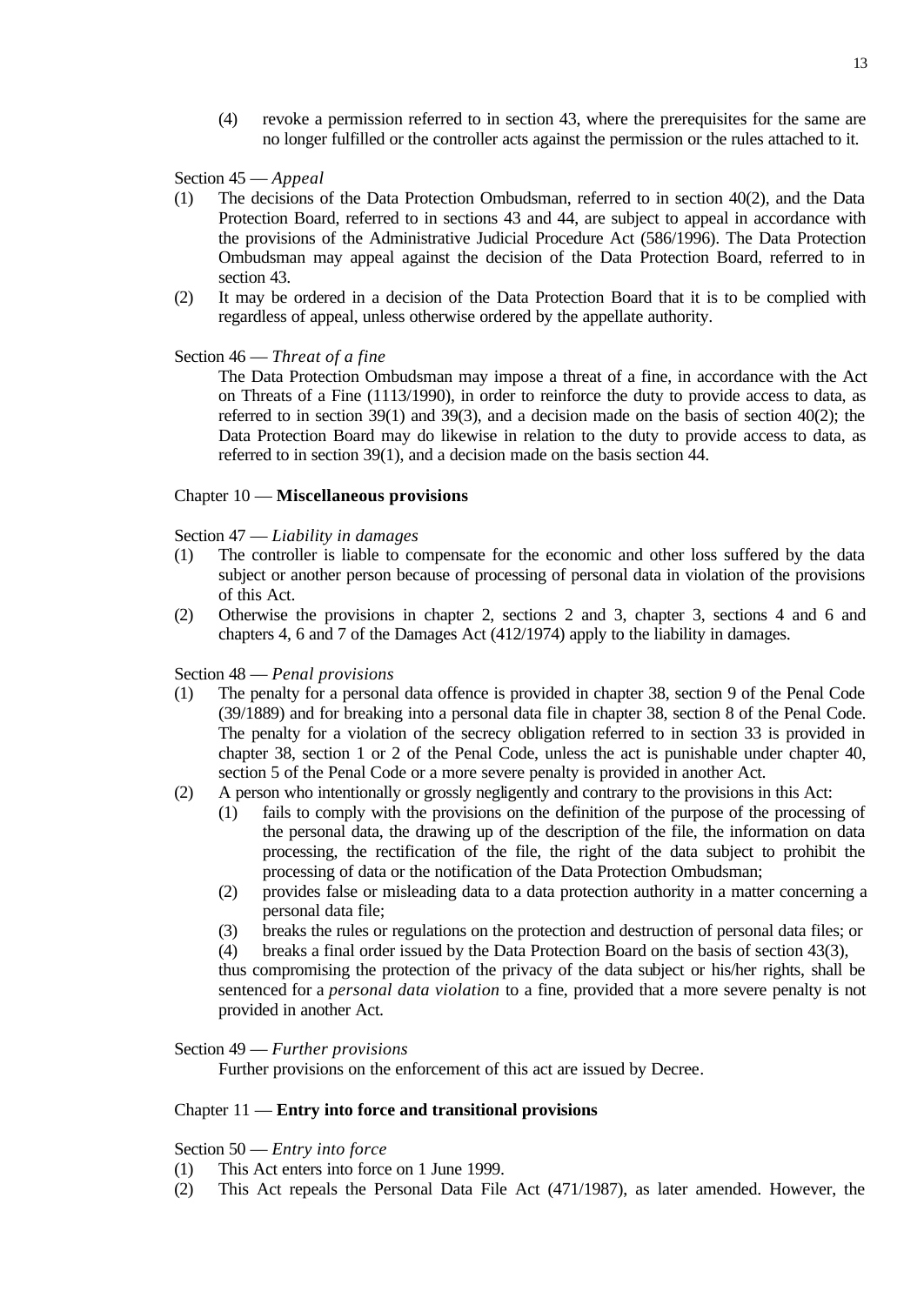(4) revoke a permission referred to in section 43, where the prerequisites for the same are no longer fulfilled or the controller acts against the permission or the rules attached to it.

Section 45 — *Appeal*

(1) The decisions of the Data Protection Ombudsman, referred to in section 40(2), and the Data Protection Board, referred to in sections 43 and 44, are subject to appeal in accordance with the provisions of the Administrative Judicial Procedure Act (586/1996). The Data Protection Ombudsman may appeal against the decision of the Data Protection Board, referred to in section 43.

(2) It may be ordered in a decision of the Data Protection Board that it is to be complied with regardless of appeal, unless otherwise ordered by the appellate authority.

Section 46 — *Threat of a fine*

The Data Protection Ombudsman may impose a threat of a fine, in accordance with the Act on Threats of a Fine (1113/1990), in order to reinforce the duty to provide access to data, as referred to in section 39(1) and 39(3), and a decision made on the basis of section 40(2); the Data Protection Board may do likewise in relation to the duty to provide access to data, as referred to in section 39(1), and a decision made on the basis section 44.

Chapter 10 — **Miscellaneous provisions**

Section 47 — *Liability in damages*

(1) The controller is liable to compensate for the economic and other loss suffered by the data subject or another person because of processing of personal data in violation of the provisions of this Act.

(2) Otherwise the provisions in chapter 2, sections 2 and 3, chapter 3, sections 4 and 6 and chapters 4, 6 and 7 of the Damages Act (412/1974) apply to the liability in damages.

Section 48 — *Penal provisions*

(1) The penalty for a personal data offence is provided in chapter 38, section 9 of the Penal Code (39/1889) and for breaking into a personal data file in chapter 38, section 8 of the Penal Code. The penalty for a violation of the secrecy obligation referred to in section 33 is provided in chapter 38, section 1 or 2 of the Penal Code, unless the act is punishable under chapter 40, section 5 of the Penal Code or a more severe penalty is provided in another Act.

(2) A person who intentionally or grossly negligently and contrary to the provisions in this Act:

   (1) fails to comply with the provisions on the definition of the purpose of the processing of the personal data, the drawing up of the description of the file, the information on data processing, the rectification of the file, the right of the data subject to prohibit the processing of data or the notification of the Data Protection Ombudsman;

   (2) provides false or misleading data to a data protection authority in a matter concerning a personal data file;

   (3) breaks the rules or regulations on the protection and destruction of personal data files; or

   (4) breaks a final order issued by the Data Protection Board on the basis of section 43(3),

   thus compromising the protection of the privacy of the data subject or his/her rights, shall be sentenced for a *personal data violation* to a fine, provided that a more severe penalty is not provided in another Act.

Section 49 — *Further provisions*

Further provisions on the enforcement of this act are issued by Decree.

Chapter 11 — **Entry into force and transitional provisions**

Section 50 — *Entry into force*

(1) This Act enters into force on 1 June 1999.

(2) This Act repeals the Personal Data File Act (471/1987), as later amended. However, the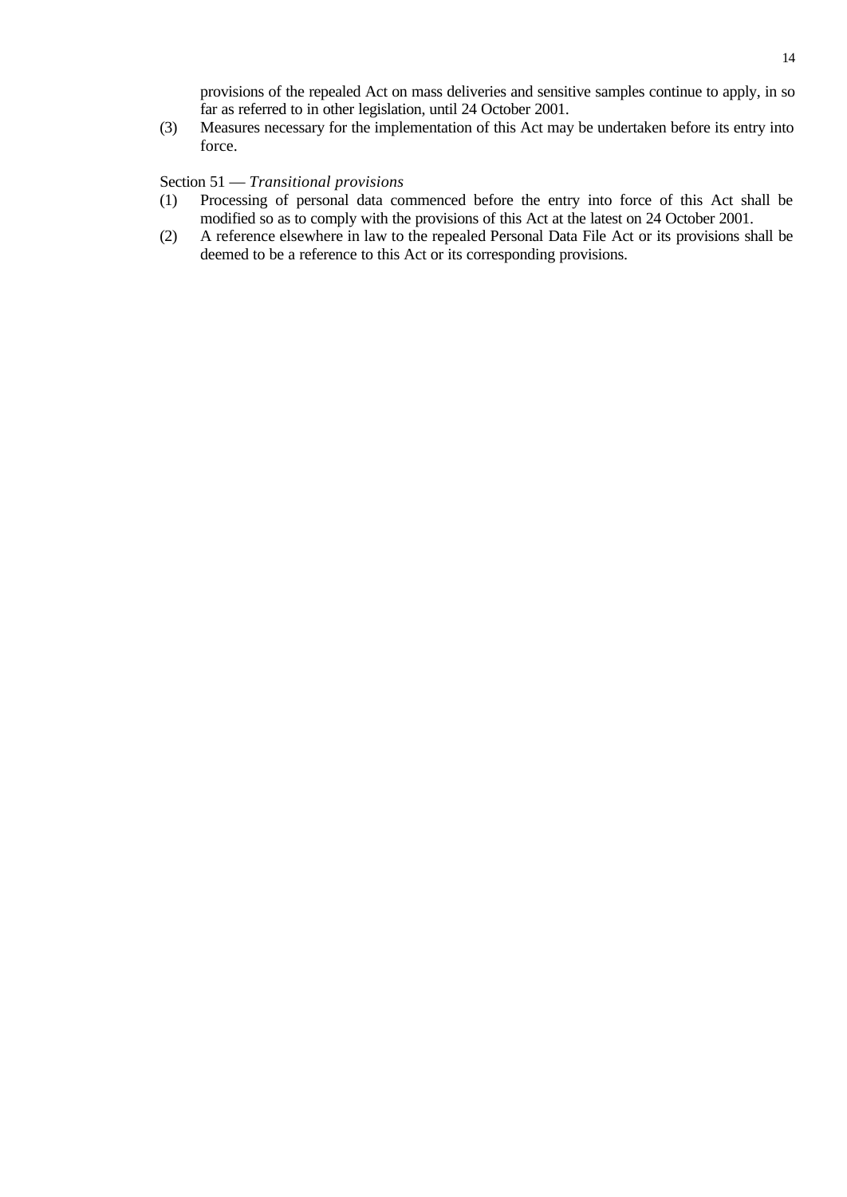provisions of the repealed Act on mass deliveries and sensitive samples continue to apply, in so far as referred to in other legislation, until 24 October 2001.

(3) Measures necessary for the implementation of this Act may be undertaken before its entry into force.

Section 51 — *Transitional provisions*

(1) Processing of personal data commenced before the entry into force of this Act shall be modified so as to comply with the provisions of this Act at the latest on 24 October 2001.

(2) A reference elsewhere in law to the repealed Personal Data File Act or its provisions shall be deemed to be a reference to this Act or its corresponding provisions.